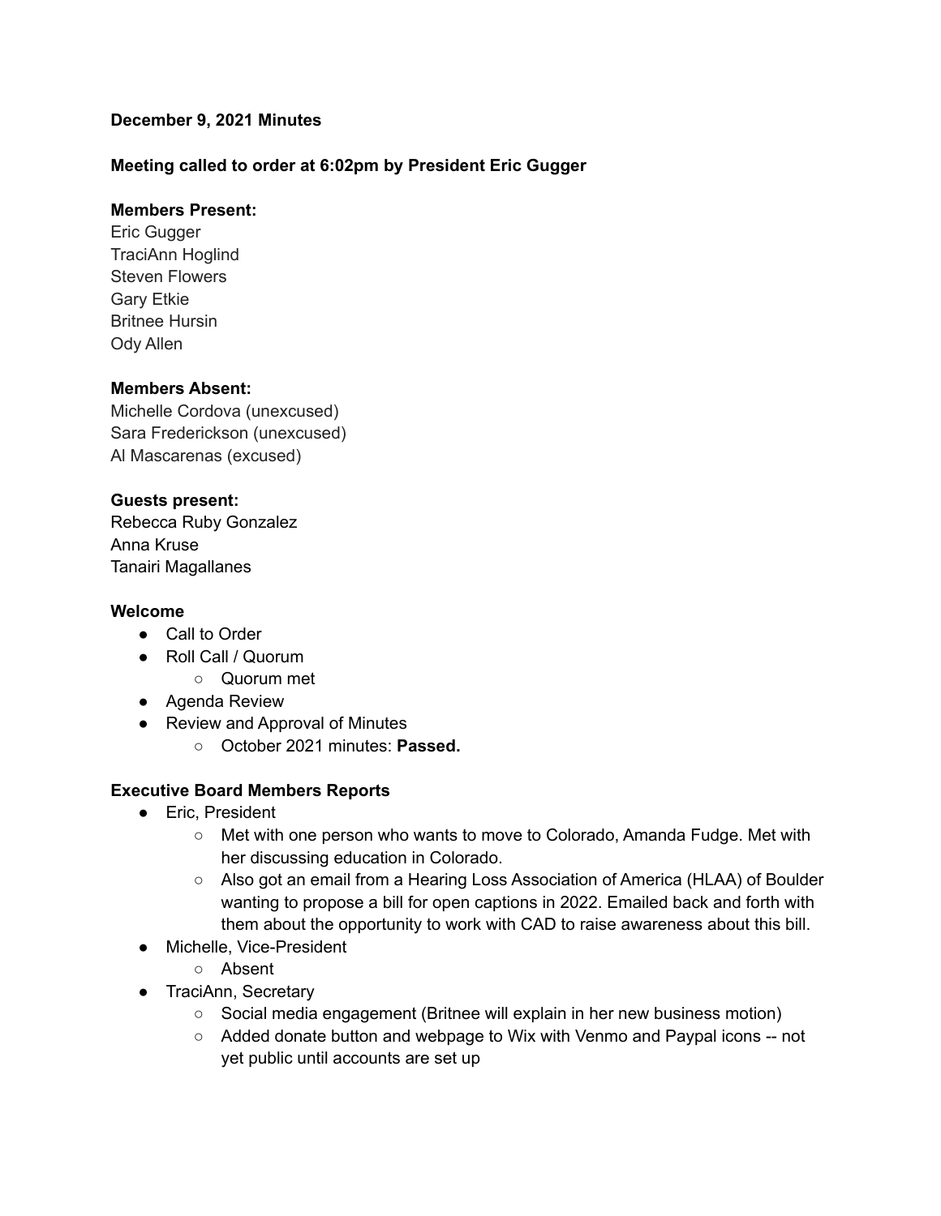**December 9, 2021 Minutes**

**Meeting called to order at 6:02pm by President Eric Gugger**

**Members Present:**
Eric Gugger
TraciAnn Hoglind
Steven Flowers
Gary Etkie
Britnee Hursin
Ody Allen

**Members Absent:**
Michelle Cordova (unexcused)
Sara Frederickson (unexcused)
Al Mascarenas (excused)

**Guests present:**
Rebecca Ruby Gonzalez
Anna Kruse
Tanairi Magallanes

**Welcome**

- Call to Order
- Roll Call / Quorum
  - Quorum met
- Agenda Review
- Review and Approval of Minutes
  - October 2021 minutes: **Passed.**

**Executive Board Members Reports**

- Eric, President
  - Met with one person who wants to move to Colorado, Amanda Fudge. Met with her discussing education in Colorado.
  - Also got an email from a Hearing Loss Association of America (HLAA) of Boulder wanting to propose a bill for open captions in 2022. Emailed back and forth with them about the opportunity to work with CAD to raise awareness about this bill.
- Michelle, Vice-President
  - Absent
- TraciAnn, Secretary
  - Social media engagement (Britnee will explain in her new business motion)
  - Added donate button and webpage to Wix with Venmo and Paypal icons -- not yet public until accounts are set up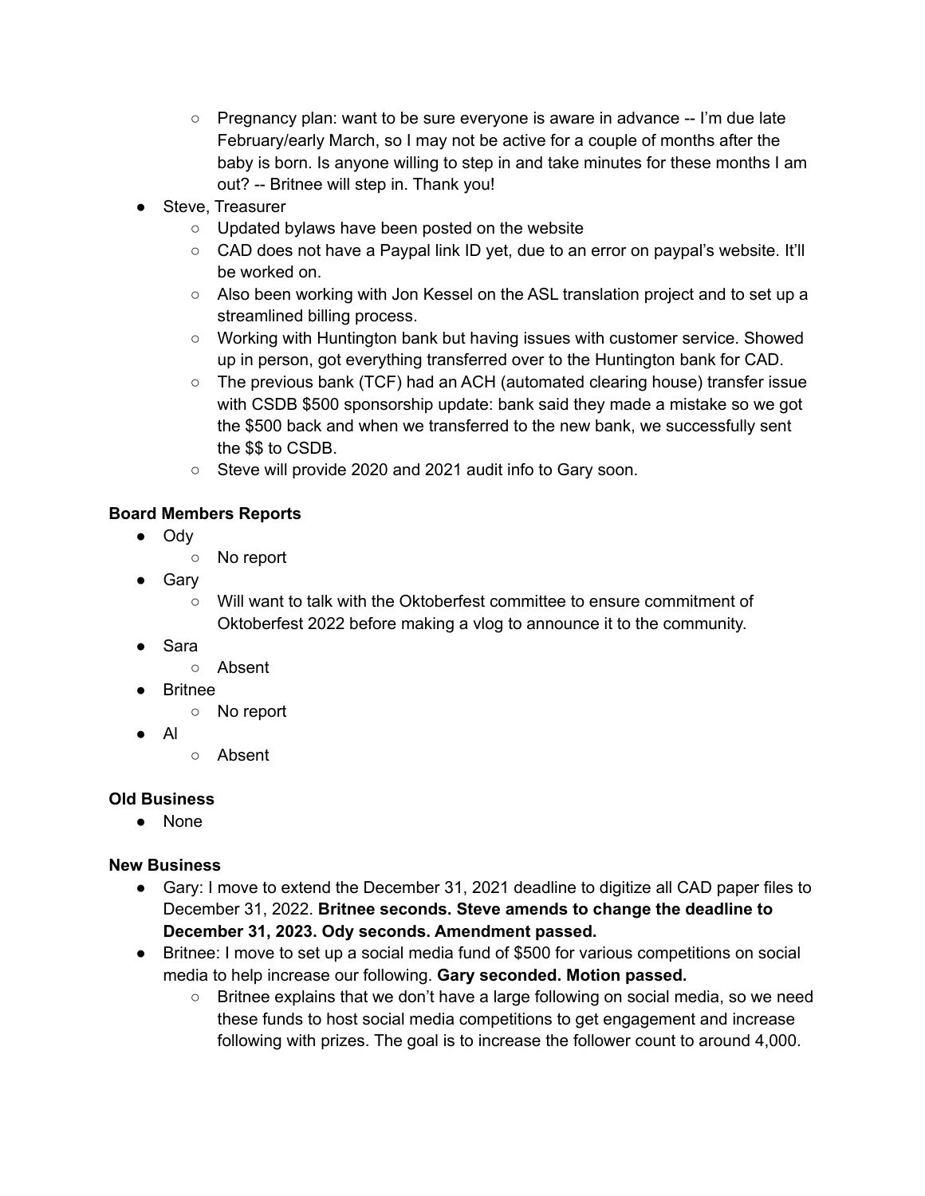- Pregnancy plan: want to be sure everyone is aware in advance -- I'm due late February/early March, so I may not be active for a couple of months after the baby is born. Is anyone willing to step in and take minutes for these months I am out? -- Britnee will step in. Thank you!
- Steve, Treasurer
    - Updated bylaws have been posted on the website
    - CAD does not have a Paypal link ID yet, due to an error on paypal's website. It'll be worked on.
    - Also been working with Jon Kessel on the ASL translation project and to set up a streamlined billing process.
    - Working with Huntington bank but having issues with customer service. Showed up in person, got everything transferred over to the Huntington bank for CAD.
    - The previous bank (TCF) had an ACH (automated clearing house) transfer issue with CSDB $500 sponsorship update: bank said they made a mistake so we got the $500 back and when we transferred to the new bank, we successfully sent the $$ to CSDB.
    - Steve will provide 2020 and 2021 audit info to Gary soon.

**Board Members Reports**

- Ody
    - No report
- Gary
    - Will want to talk with the Oktoberfest committee to ensure commitment of Oktoberfest 2022 before making a vlog to announce it to the community.
- Sara
    - Absent
- Britnee
    - No report
- Al
    - Absent

**Old Business**

- None

**New Business**

- Gary: I move to extend the December 31, 2021 deadline to digitize all CAD paper files to December 31, 2022. **Britnee seconds. Steve amends to change the deadline to December 31, 2023. Ody seconds. Amendment passed.**
- Britnee: I move to set up a social media fund of $500 for various competitions on social media to help increase our following. **Gary seconded. Motion passed.**
    - Britnee explains that we don't have a large following on social media, so we need these funds to host social media competitions to get engagement and increase following with prizes. The goal is to increase the follower count to around 4,000.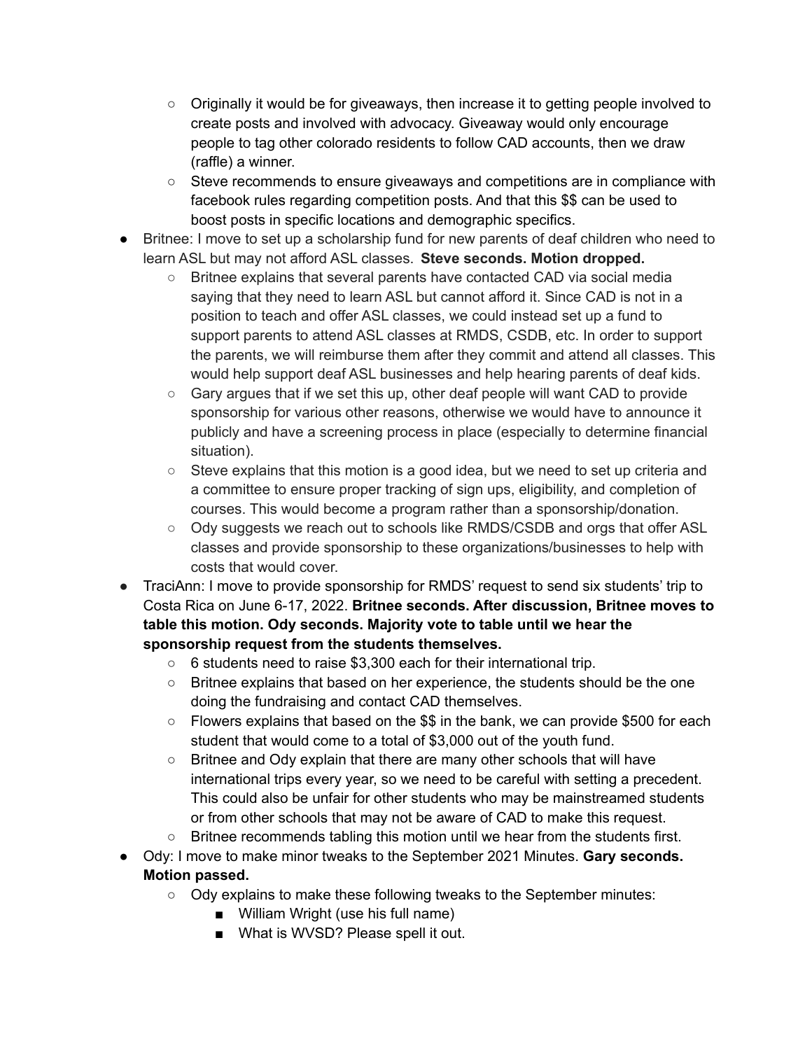- Originally it would be for giveaways, then increase it to getting people involved to create posts and involved with advocacy. Giveaway would only encourage people to tag other colorado residents to follow CAD accounts, then we draw (raffle) a winner.
    - Steve recommends to ensure giveaways and competitions are in compliance with facebook rules regarding competition posts. And that this $$ can be used to boost posts in specific locations and demographic specifics.
- Britnee: I move to set up a scholarship fund for new parents of deaf children who need to learn ASL but may not afford ASL classes. **Steve seconds. Motion dropped.**
    - Britnee explains that several parents have contacted CAD via social media saying that they need to learn ASL but cannot afford it. Since CAD is not in a position to teach and offer ASL classes, we could instead set up a fund to support parents to attend ASL classes at RMDS, CSDB, etc. In order to support the parents, we will reimburse them after they commit and attend all classes. This would help support deaf ASL businesses and help hearing parents of deaf kids.
    - Gary argues that if we set this up, other deaf people will want CAD to provide sponsorship for various other reasons, otherwise we would have to announce it publicly and have a screening process in place (especially to determine financial situation).
    - Steve explains that this motion is a good idea, but we need to set up criteria and a committee to ensure proper tracking of sign ups, eligibility, and completion of courses. This would become a program rather than a sponsorship/donation.
    - Ody suggests we reach out to schools like RMDS/CSDB and orgs that offer ASL classes and provide sponsorship to these organizations/businesses to help with costs that would cover.
- TraciAnn: I move to provide sponsorship for RMDS' request to send six students' trip to Costa Rica on June 6-17, 2022. **Britnee seconds. After discussion, Britnee moves to table this motion. Ody seconds. Majority vote to table until we hear the sponsorship request from the students themselves.**
    - 6 students need to raise $3,300 each for their international trip.
    - Britnee explains that based on her experience, the students should be the one doing the fundraising and contact CAD themselves.
    - Flowers explains that based on the $$ in the bank, we can provide $500 for each student that would come to a total of $3,000 out of the youth fund.
    - Britnee and Ody explain that there are many other schools that will have international trips every year, so we need to be careful with setting a precedent. This could also be unfair for other students who may be mainstreamed students or from other schools that may not be aware of CAD to make this request.
    - Britnee recommends tabling this motion until we hear from the students first.
- Ody: I move to make minor tweaks to the September 2021 Minutes. **Gary seconds. Motion passed.**
    - Ody explains to make these following tweaks to the September minutes:
        - William Wright (use his full name)
        - What is WVSD? Please spell it out.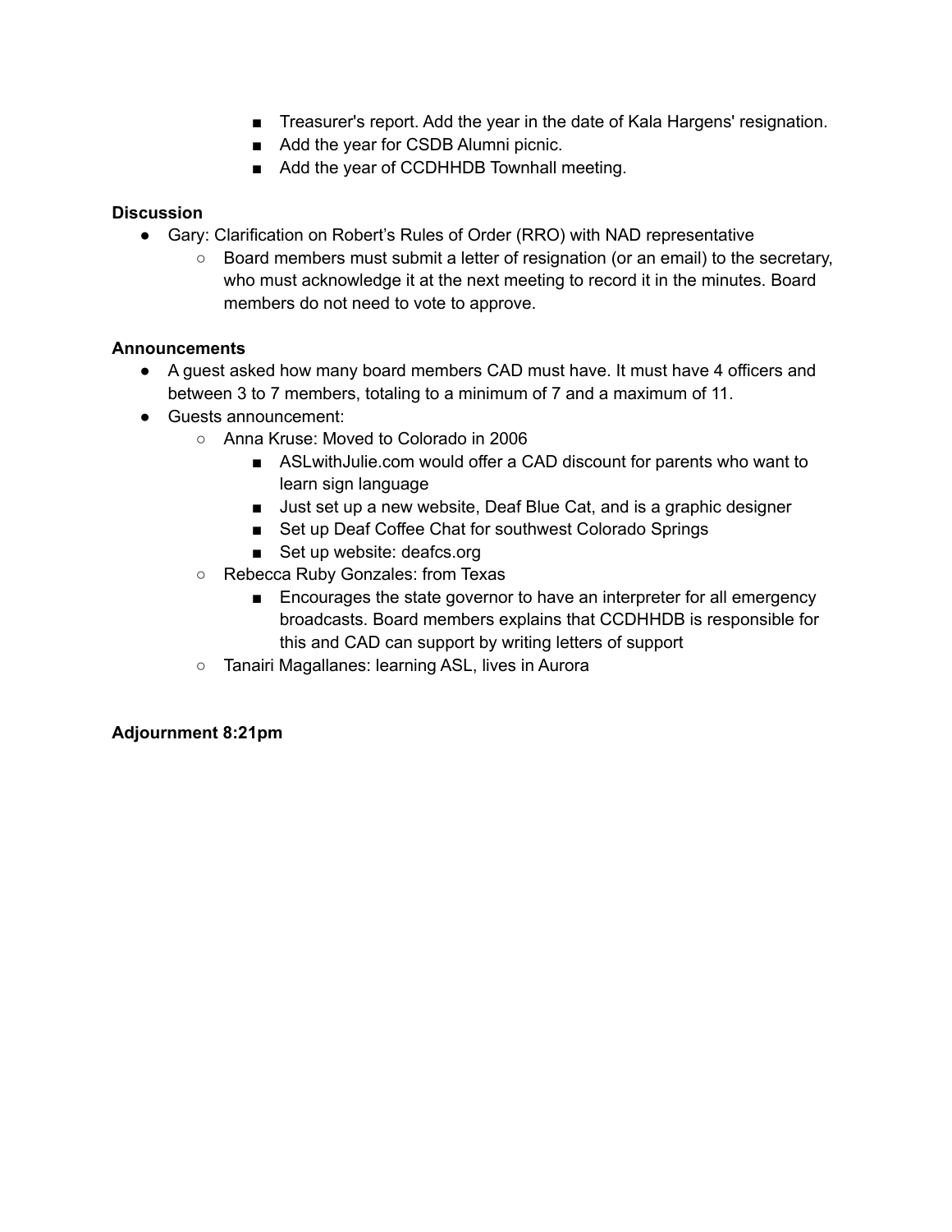- Treasurer's report. Add the year in the date of Kala Hargens' resignation.
        - Add the year for CSDB Alumni picnic.
        - Add the year of CCDHHDB Townhall meeting.

**Discussion**

- Gary: Clarification on Robert's Rules of Order (RRO) with NAD representative
    - Board members must submit a letter of resignation (or an email) to the secretary, who must acknowledge it at the next meeting to record it in the minutes. Board members do not need to vote to approve.

**Announcements**

- A guest asked how many board members CAD must have. It must have 4 officers and between 3 to 7 members, totaling to a minimum of 7 and a maximum of 11.
- Guests announcement:
    - Anna Kruse: Moved to Colorado in 2006
        - ASLwithJulie.com would offer a CAD discount for parents who want to learn sign language
        - Just set up a new website, Deaf Blue Cat, and is a graphic designer
        - Set up Deaf Coffee Chat for southwest Colorado Springs
        - Set up website: deafcs.org
    - Rebecca Ruby Gonzales: from Texas
        - Encourages the state governor to have an interpreter for all emergency broadcasts. Board members explains that CCDHHDB is responsible for this and CAD can support by writing letters of support
    - Tanairi Magallanes: learning ASL, lives in Aurora

**Adjournment 8:21pm**